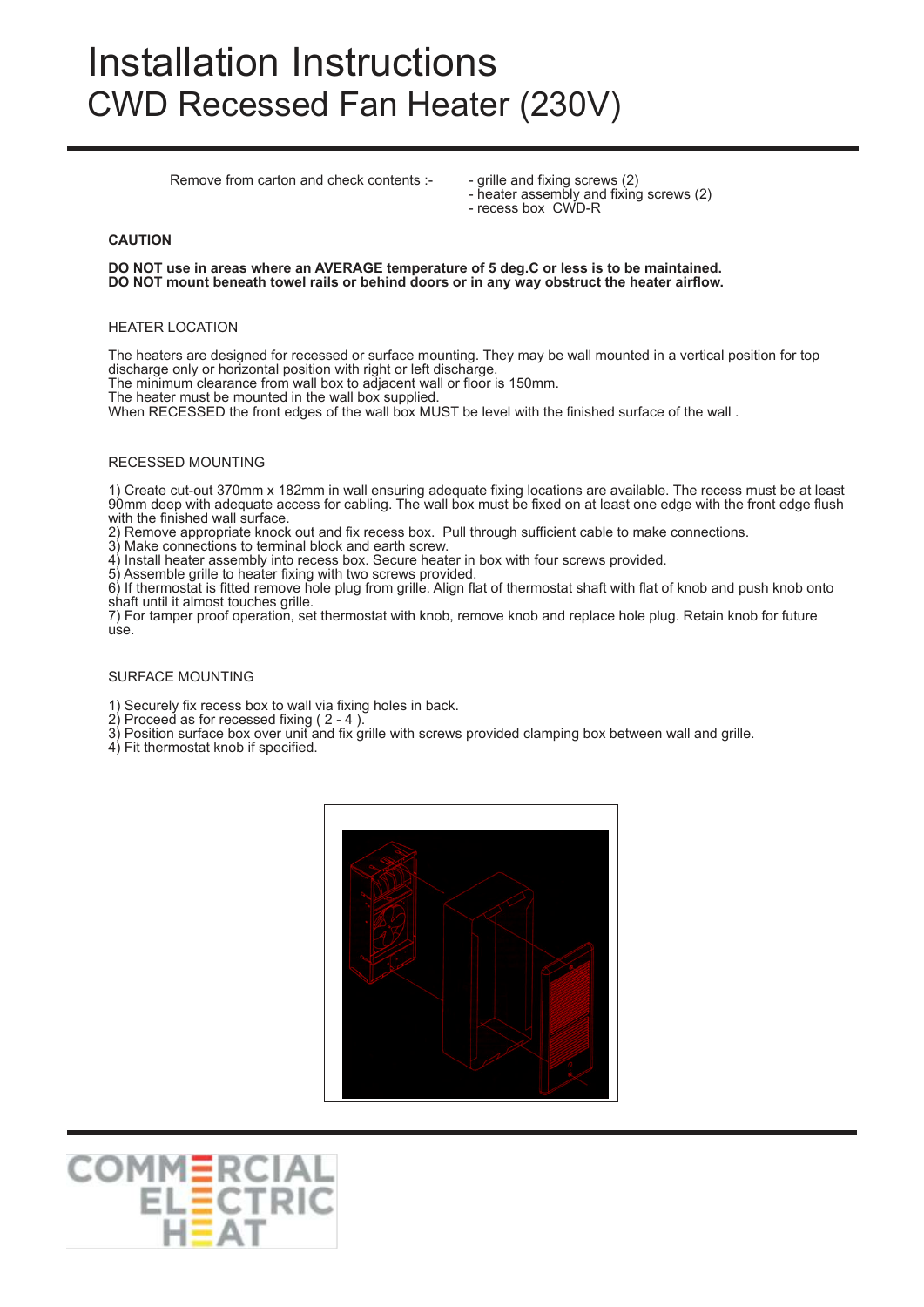# Installation Instructions
## CWD Recessed Fan Heater (230V)

Remove from carton and check contents :-

- grille and fixing screws (2)
- heater assembly and fixing screws (2)
- recess box CWD-R

### CAUTION

**DO NOT use in areas where an AVERAGE temperature of 5 deg.C or less is to be maintained.**
**DO NOT mount beneath towel rails or behind doors or in any way obstruct the heater airflow.**

### HEATER LOCATION

The heaters are designed for recessed or surface mounting. They may be wall mounted in a vertical position for top discharge only or horizontal position with right or left discharge.
The minimum clearance from wall box to adjacent wall or floor is 150mm.
The heater must be mounted in the wall box supplied.
When RECESSED the front edges of the wall box MUST be level with the finished surface of the wall .

### RECESSED MOUNTING

1) Create cut-out 370mm x 182mm in wall ensuring adequate fixing locations are available. The recess must be at least 90mm deep with adequate access for cabling. The wall box must be fixed on at least one edge with the front edge flush with the finished wall surface.
2) Remove appropriate knock out and fix recess box. Pull through sufficient cable to make connections.
3) Make connections to terminal block and earth screw.
4) Install heater assembly into recess box. Secure heater in box with four screws provided.
5) Assemble grille to heater fixing with two screws provided.
6) If thermostat is fitted remove hole plug from grille. Align flat of thermostat shaft with flat of knob and push knob onto shaft until it almost touches grille.
7) For tamper proof operation, set thermostat with knob, remove knob and replace hole plug. Retain knob for future use.

### SURFACE MOUNTING

1) Securely fix recess box to wall via fixing holes in back.
2) Proceed as for recessed fixing ( 2 - 4 ).
3) Position surface box over unit and fix grille with screws provided clamping box between wall and grille.
4) Fit thermostat knob if specified.

COMMERCIAL ELECTRIC HEAT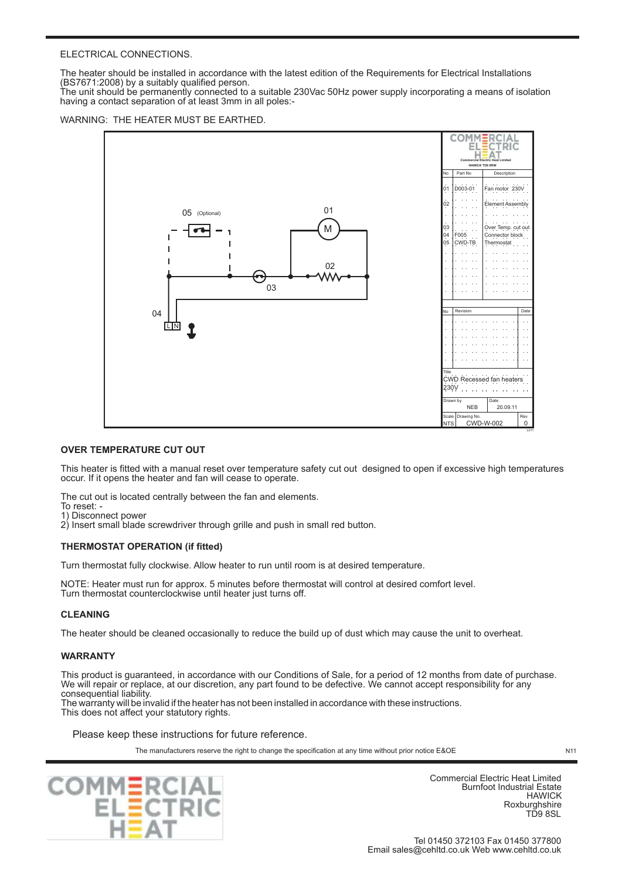ELECTRICAL CONNECTIONS.

The heater should be installed in accordance with the latest edition of the Requirements for Electrical Installations (BS7671:2008) by a suitably qualified person.
The unit should be permanently connected to a suitable 230Vac 50Hz power supply incorporating a means of isolation having a contact separation of at least 3mm in all poles:-

WARNING: THE HEATER MUST BE EARTHED.

05 (Optional)

01

M

02

03

04

L N

COMMERCIAL ELECTRIC HEAT
Commercial Electric Heat Limited
HAWICK TD9 8RW

| No | Part No | Description |
|---|---|---|
| 01 | D003-01 | Fan motor 230V |
| 02 | | Element Assembly |
| 03 | | Over Temp. cut out |
| 04 | F005 | Connector block |
| 05 | CWD-TB | Thermostat |

| No | Revision | Date |
|---|---|---|
| | | |

Title
CWD Recessed fan heaters 230V

Drawn by NEB
Date 20.09.11

Scale NTS
Drawing No. CWD-W-002
Rev 0

### OVER TEMPERATURE CUT OUT

This heater is fitted with a manual reset over temperature safety cut out designed to open if excessive high temperatures occur. If it opens the heater and fan will cease to operate.

The cut out is located centrally between the fan and elements.
To reset: -
1) Disconnect power
2) Insert small blade screwdriver through grille and push in small red button.

### THERMOSTAT OPERATION (if fitted)

Turn thermostat fully clockwise. Allow heater to run until room is at desired temperature.

NOTE: Heater must run for approx. 5 minutes before thermostat will control at desired comfort level.
Turn thermostat counterclockwise until heater just turns off.

### CLEANING

The heater should be cleaned occasionally to reduce the build up of dust which may cause the unit to overheat.

### WARRANTY

This product is guaranteed, in accordance with our Conditions of Sale, for a period of 12 months from date of purchase. We will repair or replace, at our discretion, any part found to be defective. We cannot accept responsibility for any consequential liability.
The warranty will be invalid if the heater has not been installed in accordance with these instructions.
This does not affect your statutory rights.

Please keep these instructions for future reference.

The manufacturers reserve the right to change the specification at any time without prior notice E&OE

N11

COMMERCIAL ELECTRIC HEAT

Commercial Electric Heat Limited
Burnfoot Industrial Estate
HAWICK
Roxburghshire
TD9 8SL

Tel 01450 372103 Fax 01450 377800
Email sales@cehltd.co.uk Web www.cehltd.co.uk